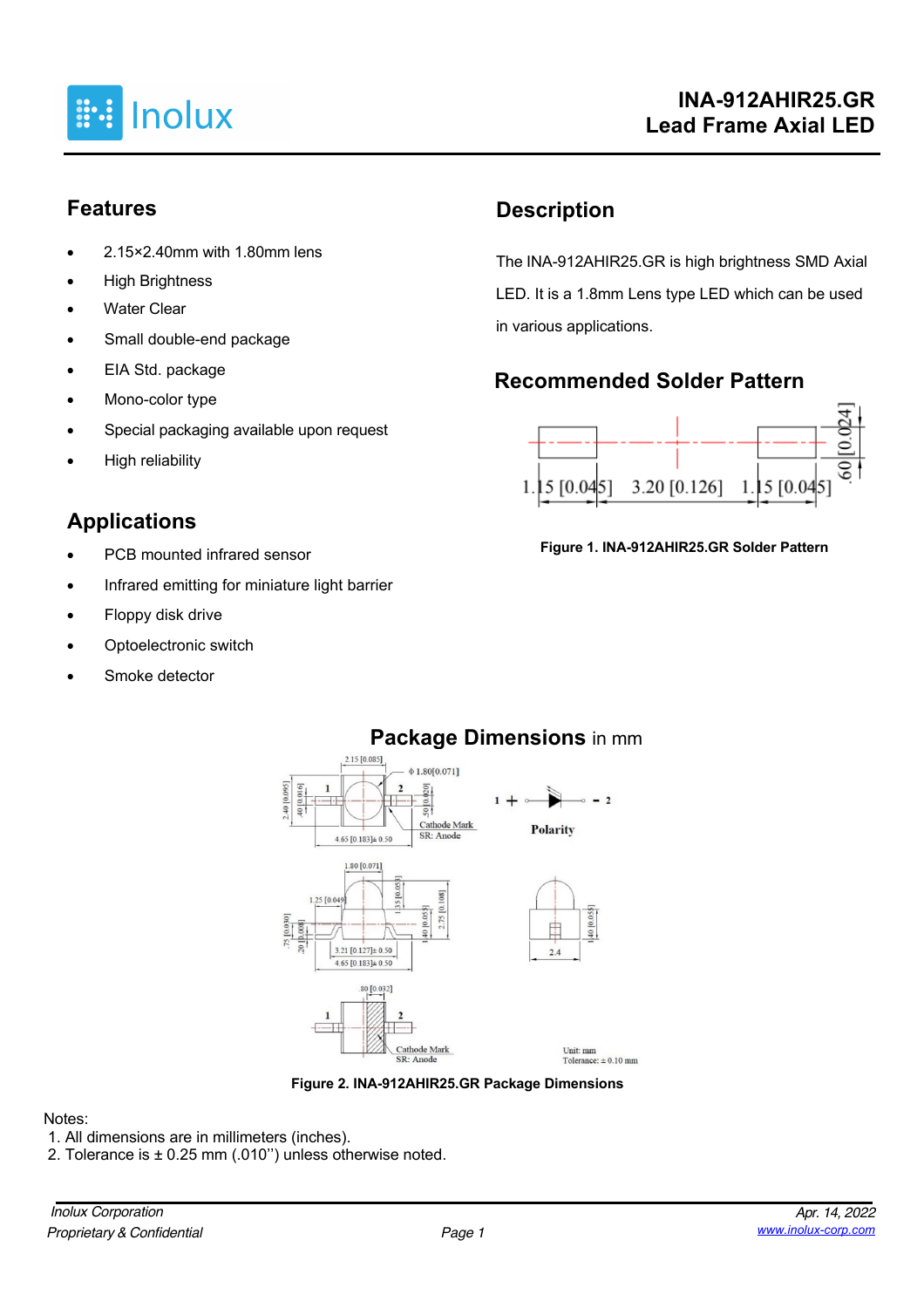# INA-912AHIR25.GR
# Lead Frame Axial LED

## Features

- 2.15×2.40mm with 1.80mm lens
- High Brightness
- Water Clear
- Small double-end package
- EIA Std. package
- Mono-color type
- Special packaging available upon request
- High reliability

## Description

The INA-912AHIR25.GR is high brightness SMD Axial LED. It is a 1.8mm Lens type LED which can be used in various applications.

## Recommended Solder Pattern

Figure 1. INA-912AHIR25.GR Solder Pattern

## Applications

- PCB mounted infrared sensor
- Infrared emitting for miniature light barrier
- Floppy disk drive
- Optoelectronic switch
- Smoke detector

## Package Dimensions in mm

Figure 2. INA-912AHIR25.GR Package Dimensions

Notes:

1. All dimensions are in millimeters (inches).
2. Tolerance is ± 0.25 mm (.010'') unless otherwise noted.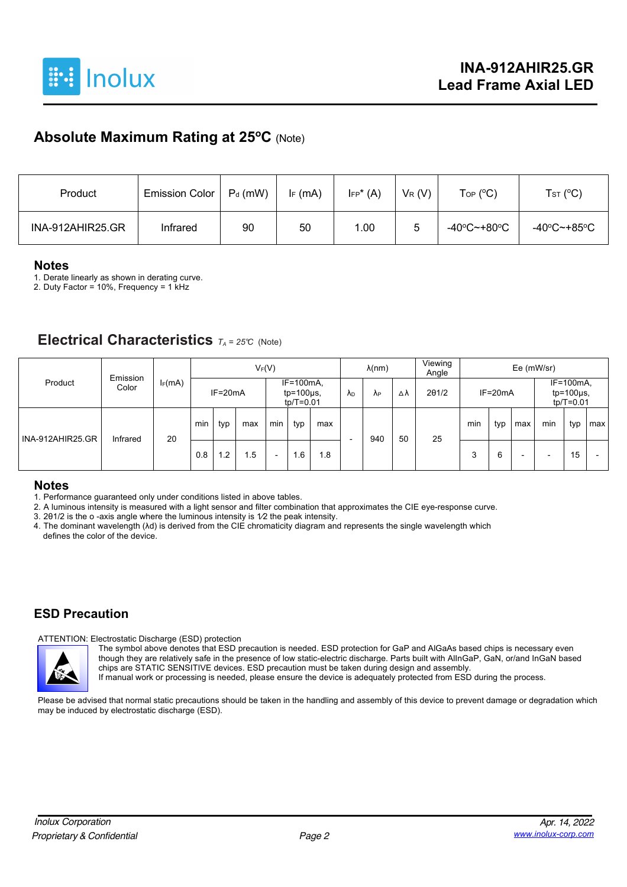## Absolute Maximum Rating at 25ºC (Note)

| Product | Emission Color | $P_d$ (mW) | $I_F$ (mA) | $I_{FP}$* (A) | $V_R$ (V) | $T_{OP}$ (ºC) | $T_{ST}$ (ºC) |
|---|---|---|---|---|---|---|---|
| INA-912AHIR25.GR | Infrared | 90 | 50 | 1.00 | 5 | -40ºC~+80ºC | -40ºC~+85ºC |

## Notes

1. Derate linearly as shown in derating curve.
2. Duty Factor = 10%, Frequency = 1 kHz

## Electrical Characteristics $T_A$ = 25℃ (Note)

| Product | Emission Color | $I_F$(mA) | $V_F$(V) | | | | | | λ(nm) | | | Viewing Angle | Ee (mW/sr) | | | | | |
|---|---|---|---|---|---|---|---|---|---|---|---|---|---|---|---|---|---|---|
| | | | IF=20mA | | | IF=100mA, tp=100μs, tp/T=0.01 | | | $λ_D$ | $λ_P$ | Δλ | 2θ1/2 | IF=20mA | | | IF=100mA, tp=100μs, tp/T=0.01 | | |
| | | | min | typ | max | min | typ | max | | | | | min | typ | max | min | typ | max |
| INA-912AHIR25.GR | Infrared | 20 | 0.8 | 1.2 | 1.5 | - | 1.6 | 1.8 | - | 940 | 50 | 25 | 3 | 6 | - | - | 15 | - |

## Notes

1. Performance guaranteed only under conditions listed in above tables.
2. A luminous intensity is measured with a light sensor and filter combination that approximates the CIE eye-response curve.
3. 2θ1/2 is the o -axis angle where the luminous intensity is 1⁄2 the peak intensity.
4. The dominant wavelength (λd) is derived from the CIE chromaticity diagram and represents the single wavelength which defines the color of the device.

## ESD Precaution

ATTENTION: Electrostatic Discharge (ESD) protection

The symbol above denotes that ESD precaution is needed. ESD protection for GaP and AlGaAs based chips is necessary even though they are relatively safe in the presence of low static-electric discharge. Parts built with AlInGaP, GaN, or/and InGaN based chips are STATIC SENSITIVE devices. ESD precaution must be taken during design and assembly.
If manual work or processing is needed, please ensure the device is adequately protected from ESD during the process.

Please be advised that normal static precautions should be taken in the handling and assembly of this device to prevent damage or degradation which may be induced by electrostatic discharge (ESD).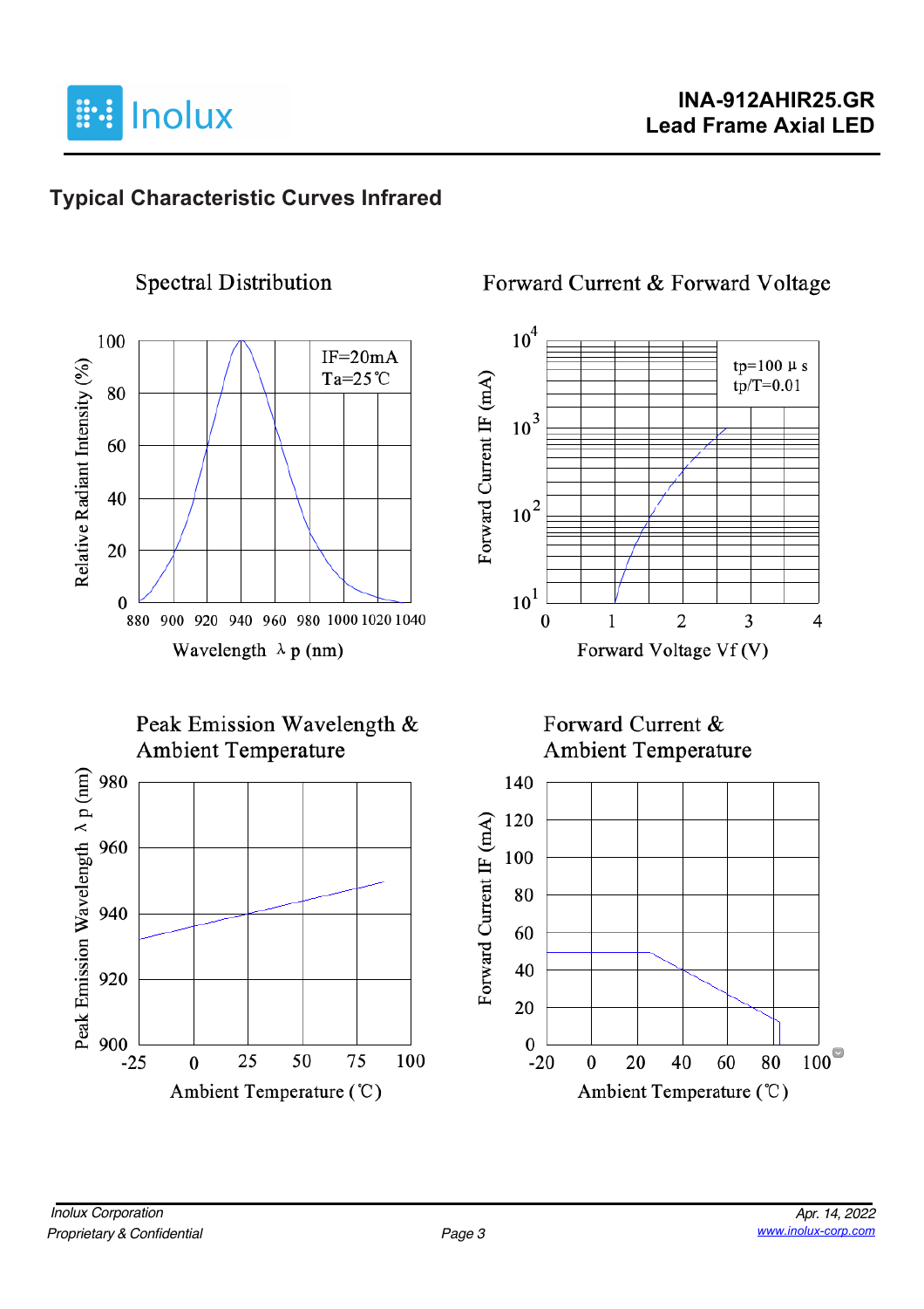## Typical Characteristic Curves Infrared

### Spectral Distribution

IF=20mA
Ta=25℃

Relative Radiant Intensity (%)

Wavelength λp (nm)

### Forward Current & Forward Voltage

tp=100 μs
tp/T=0.01

Forward Current IF (mA)

Forward Voltage Vf (V)

### Peak Emission Wavelength & Ambient Temperature

Peak Emission Wavelength λp (nm)

Ambient Temperature (℃)

### Forward Current & Ambient Temperature

Forward Current IF (mA)

Ambient Temperature (℃)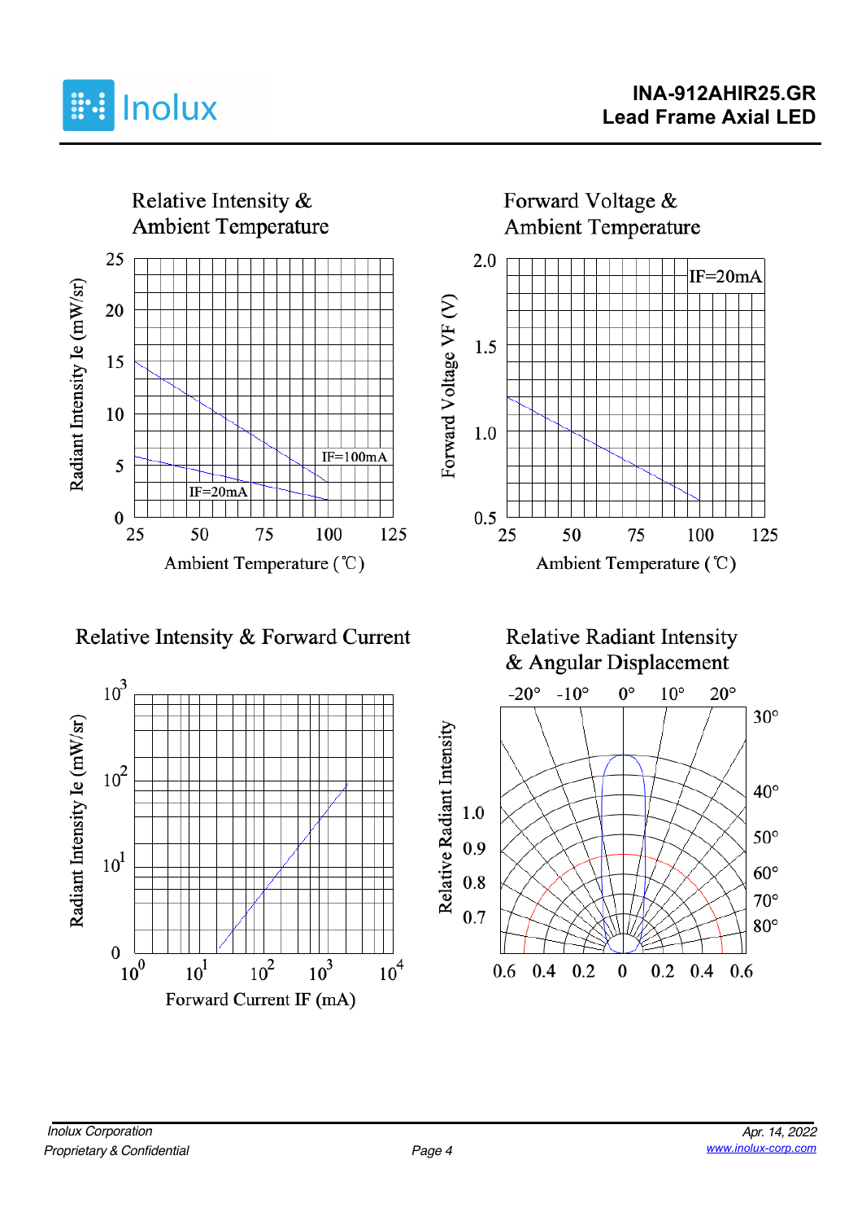### Relative Intensity & Ambient Temperature

Radiant Intensity Ie (mW/sr)

25, 20, 15, 10, 5, 0

IF=100mA

IF=20mA

25 50 75 100 125

Ambient Temperature (℃)

### Forward Voltage & Ambient Temperature

Forward Voltage VF (V)

2.0, 1.5, 1.0, 0.5

IF=20mA

25 50 75 100 125

Ambient Temperature (℃)

### Relative Intensity & Forward Current

Radiant Intensity Ie (mW/sr)

$10^3$, $10^2$, $10^1$, 0

$10^0$ $10^1$ $10^2$ $10^3$ $10^4$

Forward Current IF (mA)

### Relative Radiant Intensity & Angular Displacement

-20° -10° 0° 10° 20°

30°, 40°, 50°, 60°, 70°, 80°

Relative Radiant Intensity

1.0, 0.9, 0.8, 0.7

0.6 0.4 0.2 0 0.2 0.4 0.6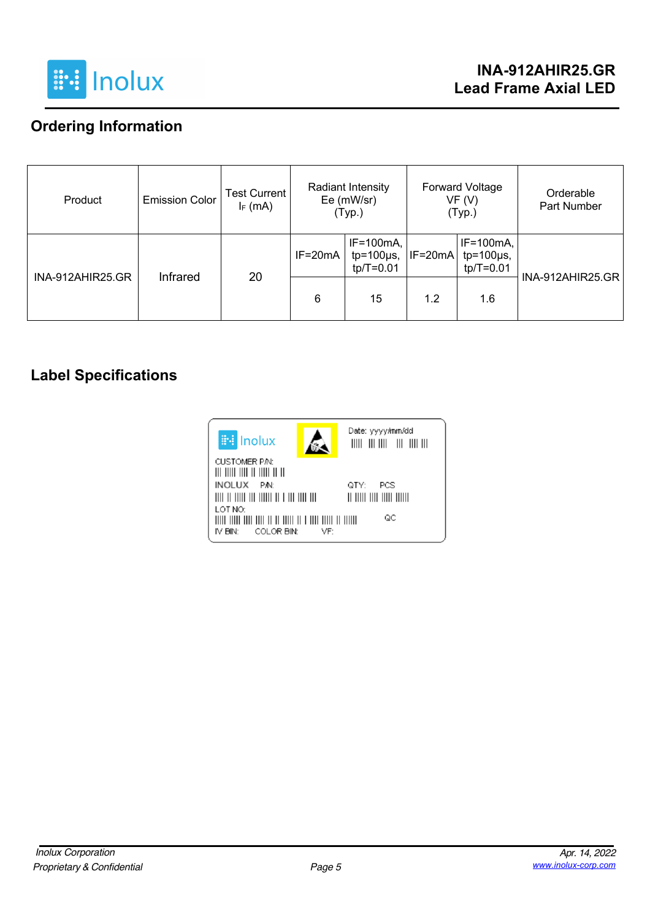## Ordering Information

| Product | Emission Color | Test Current $I_F$ (mA) | Radiant Intensity Ee (mW/sr) (Typ.) | | Forward Voltage VF (V) (Typ.) | | Orderable Part Number |
|---|---|---|---|---|---|---|---|
| | | | IF=20mA | IF=100mA, tp=100μs, tp/T=0.01 | IF=20mA | IF=100mA, tp=100μs, tp/T=0.01 | |
| INA-912AHIR25.GR | Infrared | 20 | 6 | 15 | 1.2 | 1.6 | INA-912AHIR25.GR |

## Label Specifications

Inolux

Date: yyyy/mm/dd

CUSTOMER P/N:

INOLUX P/N:

QTY: PCS

LOT NO:

QC

IV BIN: COLOR BIN: VF: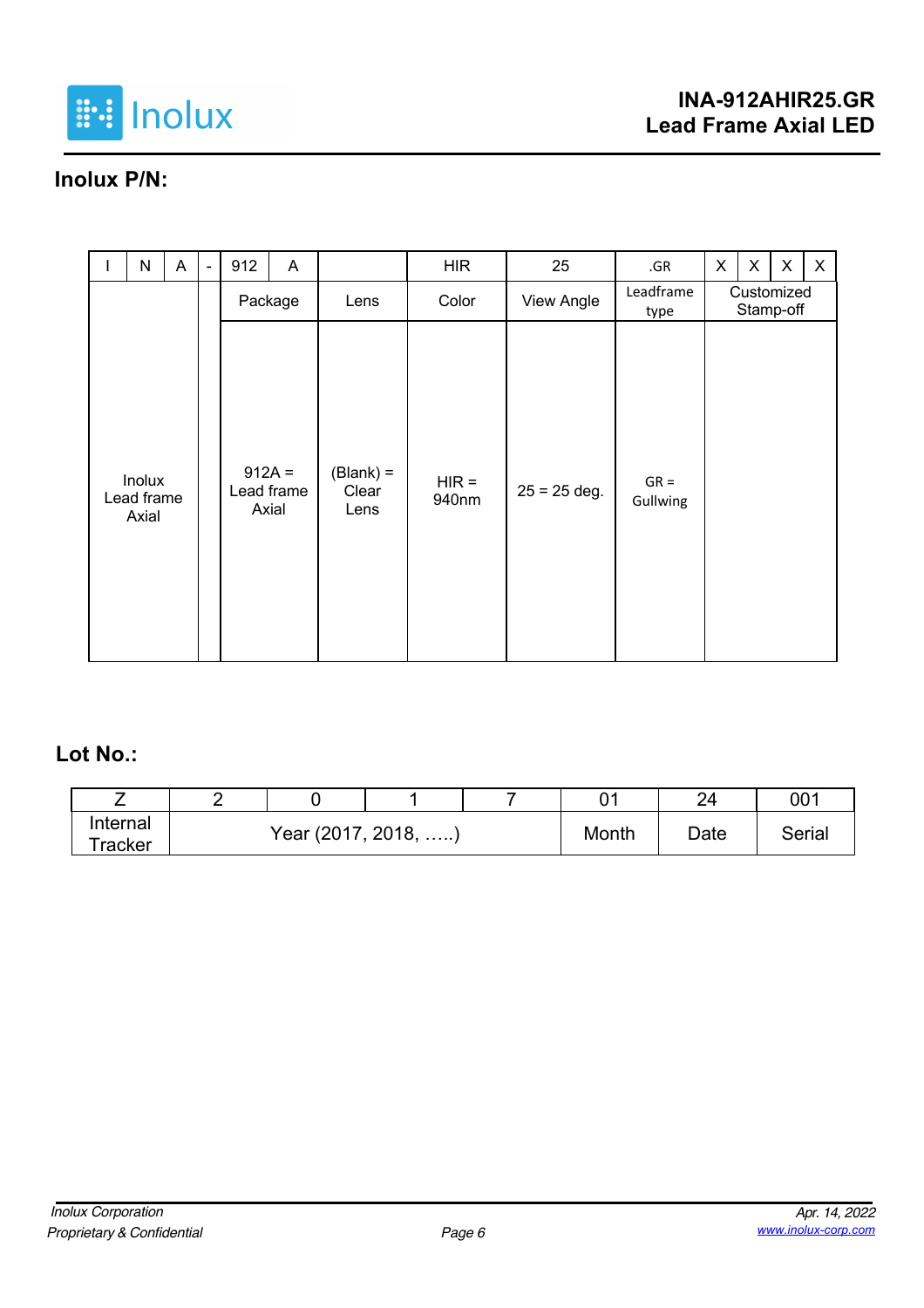## Inolux P/N:

| I | N | A | - | 912 | A | | HIR | 25 | .GR | X | X | X | X |
|---|---|---|---|---|---|---|---|---|---|---|---|---|---|
| | | | | Package | | Lens | Color | View Angle | Leadframe type | Customized Stamp-off | | | |
| Inolux Lead frame Axial | | | | 912A = Lead frame Axial | | (Blank) = Clear Lens | HIR = 940nm | 25 = 25 deg. | GR = Gullwing | | | | |

## Lot No.:

| Z | 2 | 0 | 1 | 7 | 01 | 24 | 001 |
|---|---|---|---|---|---|---|---|
| Internal Tracker | Year (2017, 2018, …..) | | | | Month | Date | Serial |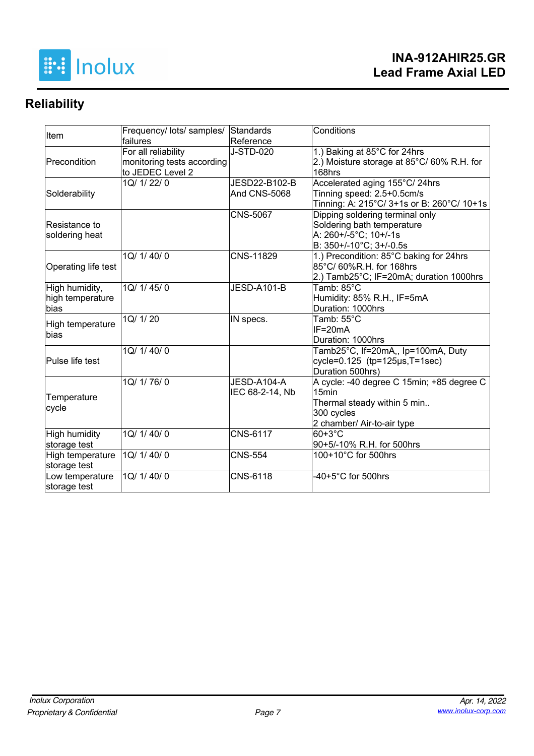## Reliability

| Item | Frequency/ lots/ samples/ failures | Standards Reference | Conditions |
|---|---|---|---|
| Precondition | For all reliability monitoring tests according to JEDEC Level 2 | J-STD-020 | 1.) Baking at 85°C for 24hrs<br>2.) Moisture storage at 85°C/ 60% R.H. for 168hrs |
| Solderability | 1Q/ 1/ 22/ 0 | JESD22-B102-B And CNS-5068 | Accelerated aging 155°C/ 24hrs<br>Tinning speed: 2.5+0.5cm/s<br>Tinning: A: 215°C/ 3+1s or B: 260°C/ 10+1s |
| Resistance to soldering heat | | CNS-5067 | Dipping soldering terminal only<br>Soldering bath temperature<br>A: 260+/-5°C; 10+/-1s<br>B: 350+/-10°C; 3+/-0.5s |
| Operating life test | 1Q/ 1/ 40/ 0 | CNS-11829 | 1.) Precondition: 85°C baking for 24hrs 85°C/ 60%R.H. for 168hrs<br>2.) Tamb25°C; IF=20mA; duration 1000hrs |
| High humidity, high temperature bias | 1Q/ 1/ 45/ 0 | JESD-A101-B | Tamb: 85°C<br>Humidity: 85% R.H., IF=5mA<br>Duration: 1000hrs |
| High temperature bias | 1Q/ 1/ 20 | IN specs. | Tamb: 55°C<br>IF=20mA<br>Duration: 1000hrs |
| Pulse life test | 1Q/ 1/ 40/ 0 | | Tamb25°C, If=20mA,, Ip=100mA, Duty cycle=0.125 (tp=125μs,T=1sec)<br>Duration 500hrs) |
| Temperature cycle | 1Q/ 1/ 76/ 0 | JESD-A104-A<br>IEC 68-2-14, Nb | A cycle: -40 degree C 15min; +85 degree C 15min<br>Thermal steady within 5 min..<br>300 cycles<br>2 chamber/ Air-to-air type |
| High humidity storage test | 1Q/ 1/ 40/ 0 | CNS-6117 | 60+3°C<br>90+5/-10% R.H. for 500hrs |
| High temperature storage test | 1Q/ 1/ 40/ 0 | CNS-554 | 100+10°C for 500hrs |
| Low temperature storage test | 1Q/ 1/ 40/ 0 | CNS-6118 | -40+5°C for 500hrs |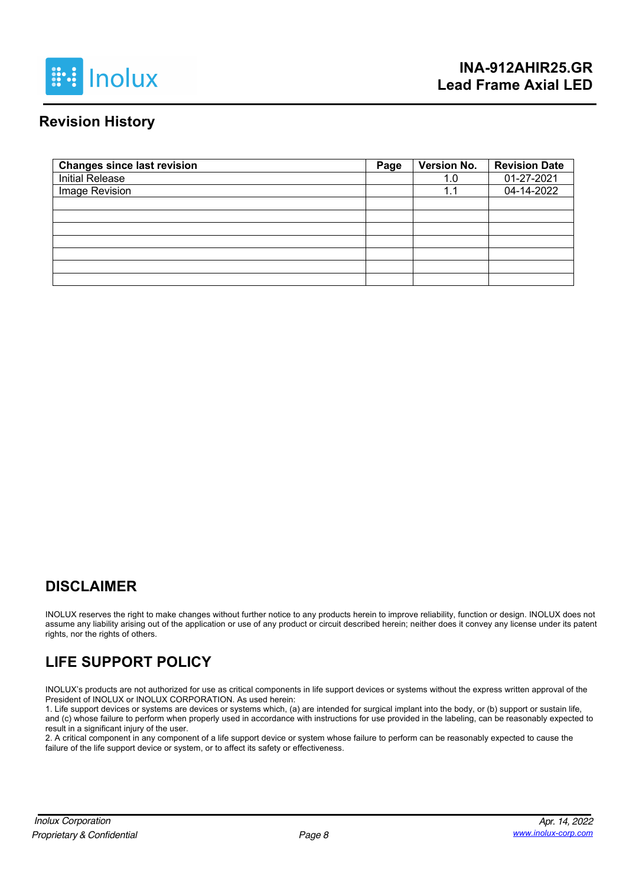## Revision History

| Changes since last revision | Page | Version No. | Revision Date |
|---|---|---|---|
| Initial Release | | 1.0 | 01-27-2021 |
| Image Revision | | 1.1 | 04-14-2022 |
| | | | |
| | | | |
| | | | |
| | | | |
| | | | |
| | | | |
| | | | |

## DISCLAIMER

INOLUX reserves the right to make changes without further notice to any products herein to improve reliability, function or design. INOLUX does not assume any liability arising out of the application or use of any product or circuit described herein; neither does it convey any license under its patent rights, nor the rights of others.

## LIFE SUPPORT POLICY

INOLUX's products are not authorized for use as critical components in life support devices or systems without the express written approval of the President of INOLUX or INOLUX CORPORATION. As used herein:

1. Life support devices or systems are devices or systems which, (a) are intended for surgical implant into the body, or (b) support or sustain life, and (c) whose failure to perform when properly used in accordance with instructions for use provided in the labeling, can be reasonably expected to result in a significant injury of the user.
2. A critical component in any component of a life support device or system whose failure to perform can be reasonably expected to cause the failure of the life support device or system, or to affect its safety or effectiveness.